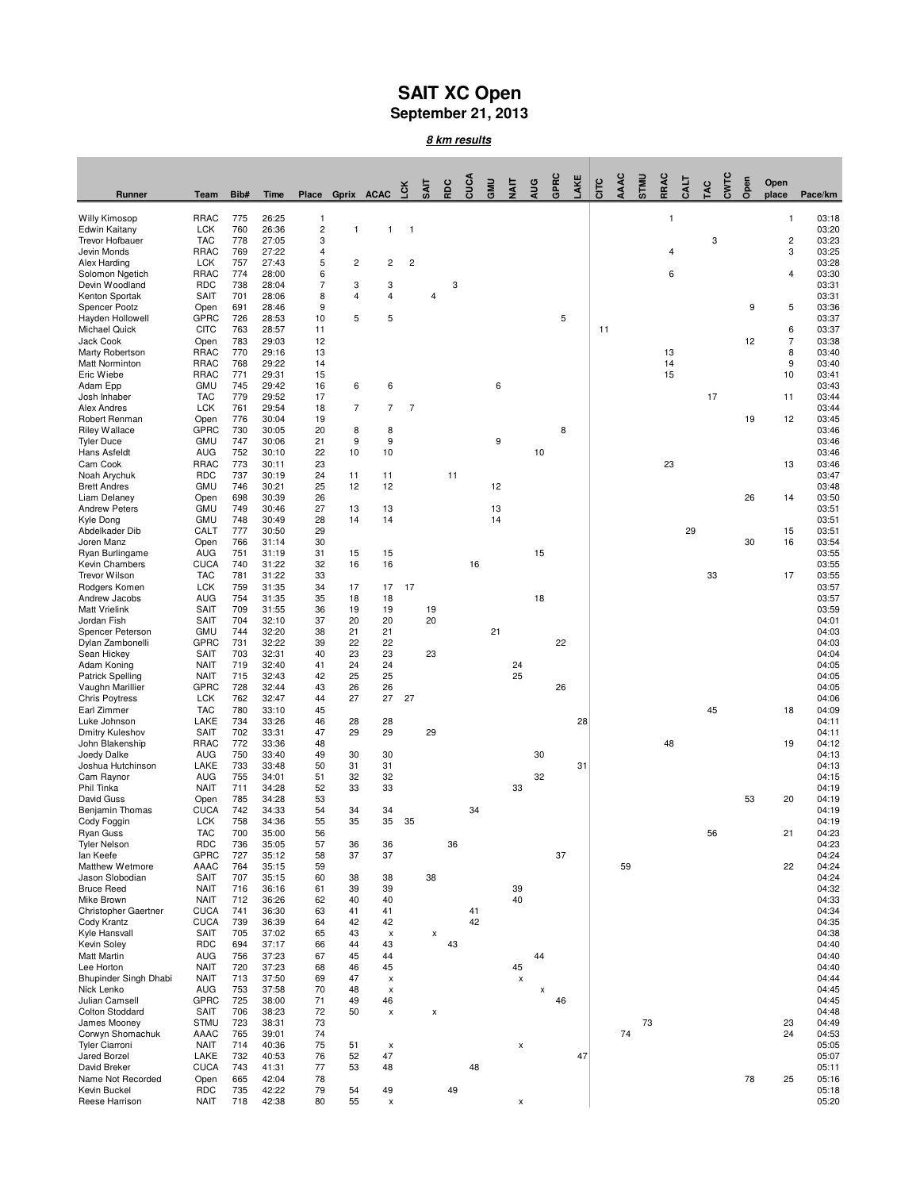# SAIT XC Open

## September 21, 2013

***8 km results***

| Runner | Team | Bib# | Time | Place | Gprix | ACAC | LCK | SAIT | RDC | CUCA | GMU | NAIT | AUG | GPRC | LAKE | CITC | AAAC | STMU | RRAC | CALT | TAC | CWTC | Open | Open place | Pace/km |
|---|---|---|---|---|---|---|---|---|---|---|---|---|---|---|---|---|---|---|---|---|---|---|---|---|---|
| Willy Kimosop | RRAC | 775 | 26:25 | 1 | | | | | | | | | | | | | | | 1 | | | | | 1 | 03:18 |
| Edwin Kaitany | LCK | 760 | 26:36 | 2 | 1 | 1 | 1 | | | | | | | | | | | | | | | | | | 03:20 |
| Trevor Hofbauer | TAC | 778 | 27:05 | 3 | | | | | | | | | | | | | | | | | 3 | | | 2 | 03:23 |
| Jevin Monds | RRAC | 769 | 27:22 | 4 | | | | | | | | | | | | | | | 4 | | | | | 3 | 03:25 |
| Alex Harding | LCK | 757 | 27:43 | 5 | 2 | 2 | 2 | | | | | | | | | | | | | | | | | | 03:28 |
| Solomon Ngetich | RRAC | 774 | 28:00 | 6 | | | | | | | | | | | | | | | 6 | | | | | 4 | 03:30 |
| Devin Woodland | RDC | 738 | 28:04 | 7 | 3 | 3 | | | 3 | | | | | | | | | | | | | | | | 03:31 |
| Kenton Sportak | SAIT | 701 | 28:06 | 8 | 4 | 4 | | 4 | | | | | | | | | | | | | | | | | 03:31 |
| Spencer Pootz | Open | 691 | 28:46 | 9 | | | | | | | | | | | | | | | | | | | 9 | 5 | 03:36 |
| Hayden Hollowell | GPRC | 726 | 28:53 | 10 | 5 | 5 | | | | | | | | 5 | | | | | | | | | | | 03:37 |
| Michael Quick | CITC | 763 | 28:57 | 11 | | | | | | | | | | | | 11 | | | | | | | | 6 | 03:37 |
| Jack Cook | Open | 783 | 29:03 | 12 | | | | | | | | | | | | | | | | | | | 12 | 7 | 03:38 |
| Marty Robertson | RRAC | 770 | 29:16 | 13 | | | | | | | | | | | | | | | 13 | | | | | 8 | 03:40 |
| Matt Norminton | RRAC | 768 | 29:22 | 14 | | | | | | | | | | | | | | | 14 | | | | | 9 | 03:40 |
| Eric Wiebe | RRAC | 771 | 29:31 | 15 | | | | | | | | | | | | | | | 15 | | | | | 10 | 03:41 |
| Adam Epp | GMU | 745 | 29:42 | 16 | 6 | 6 | | | | | 6 | | | | | | | | | | | | | | 03:43 |
| Josh Inhaber | TAC | 779 | 29:52 | 17 | | | | | | | | | | | | | | | | | 17 | | | 11 | 03:44 |
| Alex Andres | LCK | 761 | 29:54 | 18 | 7 | 7 | 7 | | | | | | | | | | | | | | | | | | 03:44 |
| Robert Renman | Open | 776 | 30:04 | 19 | | | | | | | | | | | | | | | | | | | 19 | 12 | 03:45 |
| Riley Wallace | GPRC | 730 | 30:05 | 20 | 8 | 8 | | | | | | | | 8 | | | | | | | | | | | 03:46 |
| Tyler Duce | GMU | 747 | 30:06 | 21 | 9 | 9 | | | | | 9 | | | | | | | | | | | | | | 03:46 |
| Hans Asfeldt | AUG | 752 | 30:10 | 22 | 10 | 10 | | | | | | | 10 | | | | | | | | | | | | 03:46 |
| Cam Cook | RRAC | 773 | 30:11 | 23 | | | | | | | | | | | | | | | 23 | | | | | 13 | 03:46 |
| Noah Arychuk | RDC | 737 | 30:19 | 24 | 11 | 11 | | | 11 | | | | | | | | | | | | | | | | 03:47 |
| Brett Andres | GMU | 746 | 30:21 | 25 | 12 | 12 | | | | | 12 | | | | | | | | | | | | | | 03:48 |
| Liam Delaney | Open | 698 | 30:39 | 26 | | | | | | | | | | | | | | | | | | | 26 | 14 | 03:50 |
| Andrew Peters | GMU | 749 | 30:46 | 27 | 13 | 13 | | | | | 13 | | | | | | | | | | | | | | 03:51 |
| Kyle Dong | GMU | 748 | 30:49 | 28 | 14 | 14 | | | | | 14 | | | | | | | | | | | | | | 03:51 |
| Abdelkader Dib | CALT | 777 | 30:50 | 29 | | | | | | | | | | | | | | | | 29 | | | | 15 | 03:51 |
| Joren Manz | Open | 766 | 31:14 | 30 | | | | | | | | | | | | | | | | | | | 30 | 16 | 03:54 |
| Ryan Burlingame | AUG | 751 | 31:19 | 31 | 15 | 15 | | | | | | | 15 | | | | | | | | | | | | 03:55 |
| Kevin Chambers | CUCA | 740 | 31:22 | 32 | 16 | 16 | | | | 16 | | | | | | | | | | | | | | | 03:55 |
| Trevor Wilson | TAC | 781 | 31:22 | 33 | | | | | | | | | | | | | | | | | 33 | | | 17 | 03:55 |
| Rodgers Komen | LCK | 759 | 31:35 | 34 | 17 | 17 | 17 | | | | | | | | | | | | | | | | | | 03:57 |
| Andrew Jacobs | AUG | 754 | 31:35 | 35 | 18 | 18 | | | | | | | 18 | | | | | | | | | | | | 03:57 |
| Matt Vrielink | SAIT | 709 | 31:55 | 36 | 19 | 19 | | 19 | | | | | | | | | | | | | | | | | 03:59 |
| Jordan Fish | SAIT | 704 | 32:10 | 37 | 20 | 20 | | 20 | | | | | | | | | | | | | | | | | 04:01 |
| Spencer Peterson | GMU | 744 | 32:20 | 38 | 21 | 21 | | | | | 21 | | | | | | | | | | | | | | 04:03 |
| Dylan Zambonelli | GPRC | 731 | 32:22 | 39 | 22 | 22 | | | | | | | | 22 | | | | | | | | | | | 04:03 |
| Sean Hickey | SAIT | 703 | 32:31 | 40 | 23 | 23 | | 23 | | | | | | | | | | | | | | | | | 04:04 |
| Adam Koning | NAIT | 719 | 32:40 | 41 | 24 | 24 | | | | | | 24 | | | | | | | | | | | | | 04:05 |
| Patrick Spelling | NAIT | 715 | 32:43 | 42 | 25 | 25 | | | | | | 25 | | | | | | | | | | | | | 04:05 |
| Vaughn Marillier | GPRC | 728 | 32:44 | 43 | 26 | 26 | | | | | | | | 26 | | | | | | | | | | | 04:05 |
| Chris Poytress | LCK | 762 | 32:47 | 44 | 27 | 27 | 27 | | | | | | | | | | | | | | | | | | 04:06 |
| Earl Zimmer | TAC | 780 | 33:10 | 45 | | | | | | | | | | | | | | | | | 45 | | | 18 | 04:09 |
| Luke Johnson | LAKE | 734 | 33:26 | 46 | 28 | 28 | | | | | | | | | 28 | | | | | | | | | | 04:11 |
| Dmitry Kuleshov | SAIT | 702 | 33:31 | 47 | 29 | 29 | | 29 | | | | | | | | | | | | | | | | | 04:11 |
| John Blakenship | RRAC | 772 | 33:36 | 48 | | | | | | | | | | | | | | | 48 | | | | | 19 | 04:12 |
| Joedy Dalke | AUG | 750 | 33:40 | 49 | 30 | 30 | | | | | | | 30 | | | | | | | | | | | | 04:13 |
| Joshua Hutchinson | LAKE | 733 | 33:48 | 50 | 31 | 31 | | | | | | | | | 31 | | | | | | | | | | 04:13 |
| Cam Raynor | AUG | 755 | 34:01 | 51 | 32 | 32 | | | | | | | 32 | | | | | | | | | | | | 04:15 |
| Phil Tinka | NAIT | 711 | 34:28 | 52 | 33 | 33 | | | | | | 33 | | | | | | | | | | | | | 04:19 |
| David Guss | Open | 785 | 34:28 | 53 | | | | | | | | | | | | | | | | | | | 53 | 20 | 04:19 |
| Benjamin Thomas | CUCA | 742 | 34:33 | 54 | 34 | 34 | | | | 34 | | | | | | | | | | | | | | | 04:19 |
| Cody Foggin | LCK | 758 | 34:36 | 55 | 35 | 35 | 35 | | | | | | | | | | | | | | | | | | 04:19 |
| Ryan Guss | TAC | 700 | 35:00 | 56 | | | | | | | | | | | | | | | | | 56 | | | 21 | 04:23 |
| Tyler Nelson | RDC | 736 | 35:05 | 57 | 36 | 36 | | | 36 | | | | | | | | | | | | | | | | 04:23 |
| Ian Keefe | GPRC | 727 | 35:12 | 58 | 37 | 37 | | | | | | | | 37 | | | | | | | | | | | 04:24 |
| Matthew Wetmore | AAAC | 764 | 35:15 | 59 | | | | | | | | | | | | | 59 | | | | | | | 22 | 04:24 |
| Jason Slobodian | SAIT | 707 | 35:15 | 60 | 38 | 38 | | 38 | | | | | | | | | | | | | | | | | 04:24 |
| Bruce Reed | NAIT | 716 | 36:16 | 61 | 39 | 39 | | | | | | 39 | | | | | | | | | | | | | 04:32 |
| Mike Brown | NAIT | 712 | 36:26 | 62 | 40 | 40 | | | | | | 40 | | | | | | | | | | | | | 04:33 |
| Christopher Gaertner | CUCA | 741 | 36:30 | 63 | 41 | 41 | | | | 41 | | | | | | | | | | | | | | | 04:34 |
| Cody Krantz | CUCA | 739 | 36:39 | 64 | 42 | 42 | | | | 42 | | | | | | | | | | | | | | | 04:35 |
| Kyle Hansvall | SAIT | 705 | 37:02 | 65 | 43 | x | | x | | | | | | | | | | | | | | | | | 04:38 |
| Kevin Soley | RDC | 694 | 37:17 | 66 | 44 | 43 | | | 43 | | | | | | | | | | | | | | | | 04:40 |
| Matt Martin | AUG | 756 | 37:23 | 67 | 45 | 44 | | | | | | | 44 | | | | | | | | | | | | 04:40 |
| Lee Horton | NAIT | 720 | 37:23 | 68 | 46 | 45 | | | | | | 45 | | | | | | | | | | | | | 04:40 |
| Bhupinder Singh Dhabi | NAIT | 713 | 37:50 | 69 | 47 | x | | | | | | x | | | | | | | | | | | | | 04:44 |
| Nick Lenko | AUG | 753 | 37:58 | 70 | 48 | x | | | | | | | x | | | | | | | | | | | | 04:45 |
| Julian Camsell | GPRC | 725 | 38:00 | 71 | 49 | 46 | | | | | | | | 46 | | | | | | | | | | | 04:45 |
| Colton Stoddard | SAIT | 706 | 38:23 | 72 | 50 | x | | x | | | | | | | | | | | | | | | | | 04:48 |
| James Mooney | STMU | 723 | 38:31 | 73 | | | | | | | | | | | | | | 73 | | | | | | 23 | 04:49 |
| Corwyn Shomachuk | AAAC | 765 | 39:01 | 74 | | | | | | | | | | | | | 74 | | | | | | | 24 | 04:53 |
| Tyler Ciarroni | NAIT | 714 | 40:36 | 75 | 51 | x | | | | | | x | | | | | | | | | | | | | 05:05 |
| Jared Borzel | LAKE | 732 | 40:53 | 76 | 52 | 47 | | | | | | | | | 47 | | | | | | | | | | 05:07 |
| David Breker | CUCA | 743 | 41:31 | 77 | 53 | 48 | | | | 48 | | | | | | | | | | | | | | | 05:11 |
| Name Not Recorded | Open | 665 | 42:04 | 78 | | | | | | | | | | | | | | | | | | | 78 | 25 | 05:16 |
| Kevin Buckel | RDC | 735 | 42:22 | 79 | 54 | 49 | | | 49 | | | | | | | | | | | | | | | | 05:18 |
| Reese Harrison | NAIT | 718 | 42:38 | 80 | 55 | x | | | | | | x | | | | | | | | | | | | | 05:20 |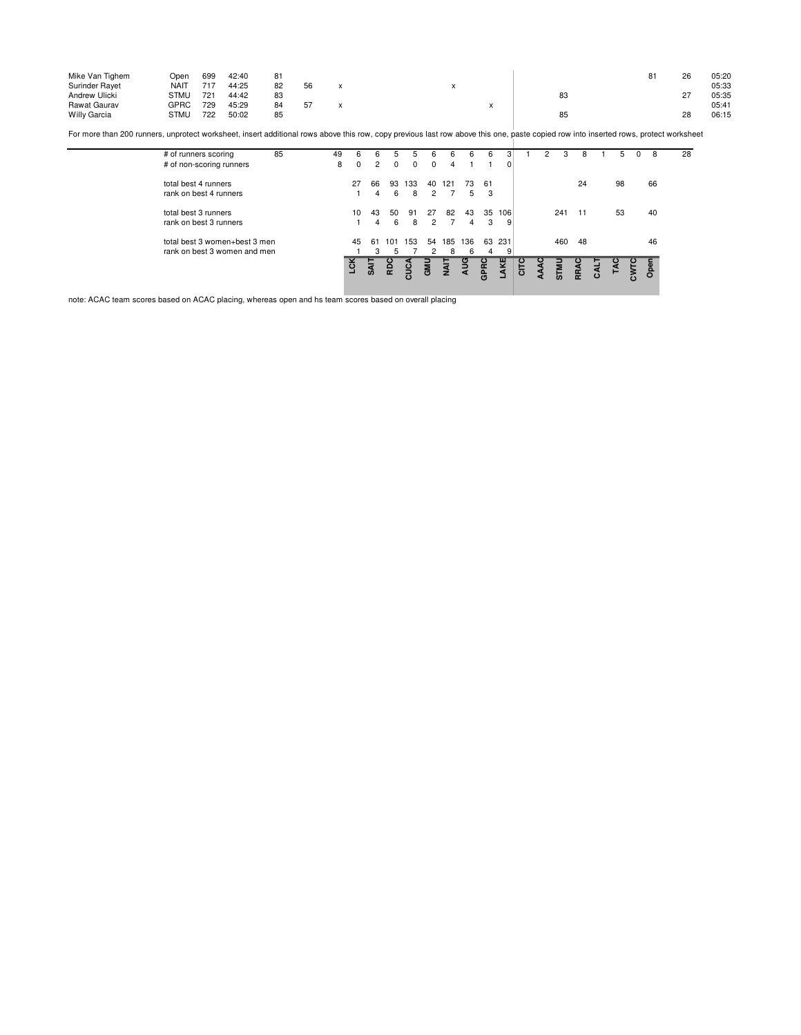| | | | | | | | | | | | | | | | | | | | | | | | | |
|---|---|---|---|---|---|---|---|---|---|---|---|---|---|---|---|---|---|---|---|---|---|---|---|---|
| Mike Van Tighem | Open | 699 | 42:40 | 81 | | | | | | | | | | | | | | | | | | | 81 | 26 | 05:20 |
| Surinder Rayet | NAIT | 717 | 44:25 | 82 | 56 | x | | | | | | x | | | | | | | | | | | | | 05:33 |
| Andrew Ulicki | STMU | 721 | 44:42 | 83 | | | | | | | | | | | | | | 83 | | | | | | 27 | 05:35 |
| Rawat Gaurav | GPRC | 729 | 45:29 | 84 | 57 | x | | | | | | | | x | | | | | | | | | | | 05:41 |
| Willy Garcia | STMU | 722 | 50:02 | 85 | | | | | | | | | | | | | | 85 | | | | | | 28 | 06:15 |

For more than 200 runners, unprotect worksheet, insert additional rows above this row, copy previous last row above this one, paste copied row into inserted rows, protect worksheet

| | | | | LCK | SAIT | RDC | CUCA | GMU | NAIT | AUG | GPRC | LAKE | CITC | AAAC | STMU | RRAC | CALT | TAC | CWTC | Open | |
|---|---|---|---|---|---|---|---|---|---|---|---|---|---|---|---|---|---|---|---|---|---|
| # of runners scoring | 85 | | 49 | 6 | 6 | 5 | 5 | 6 | 6 | 6 | 6 | 3 | 1 | 2 | 3 | 8 | 1 | 5 | 0 | 8 | 28 |
| # of non-scoring runners | | | 8 | 0 | 2 | 0 | 0 | 0 | 4 | 1 | 1 | 0 | | | | | | | | | |
| total best 4 runners | | | | 27 | 66 | 93 | 133 | 40 | 121 | 73 | 61 | | | | | 24 | | 98 | | 66 | |
| rank on best 4 runners | | | | 1 | 4 | 6 | 8 | 2 | 7 | 5 | 3 | | | | | | | | | | |
| total best 3 runners | | | | 10 | 43 | 50 | 91 | 27 | 82 | 43 | 35 | 106 | | | 241 | 11 | | 53 | | 40 | |
| rank on best 3 runners | | | | 1 | 4 | 6 | 8 | 2 | 7 | 4 | 3 | 9 | | | | | | | | | |
| total best 3 women+best 3 men | | | | 45 | 61 | 101 | 153 | 54 | 185 | 136 | 63 | 231 | | | 460 | 48 | | | | 46 | |
| rank on best 3 women and men | | | | 1 | 3 | 5 | 7 | 2 | 8 | 6 | 4 | 9 | | | | | | | | | |

note: ACAC team scores based on ACAC placing, whereas open and hs team scores based on overall placing